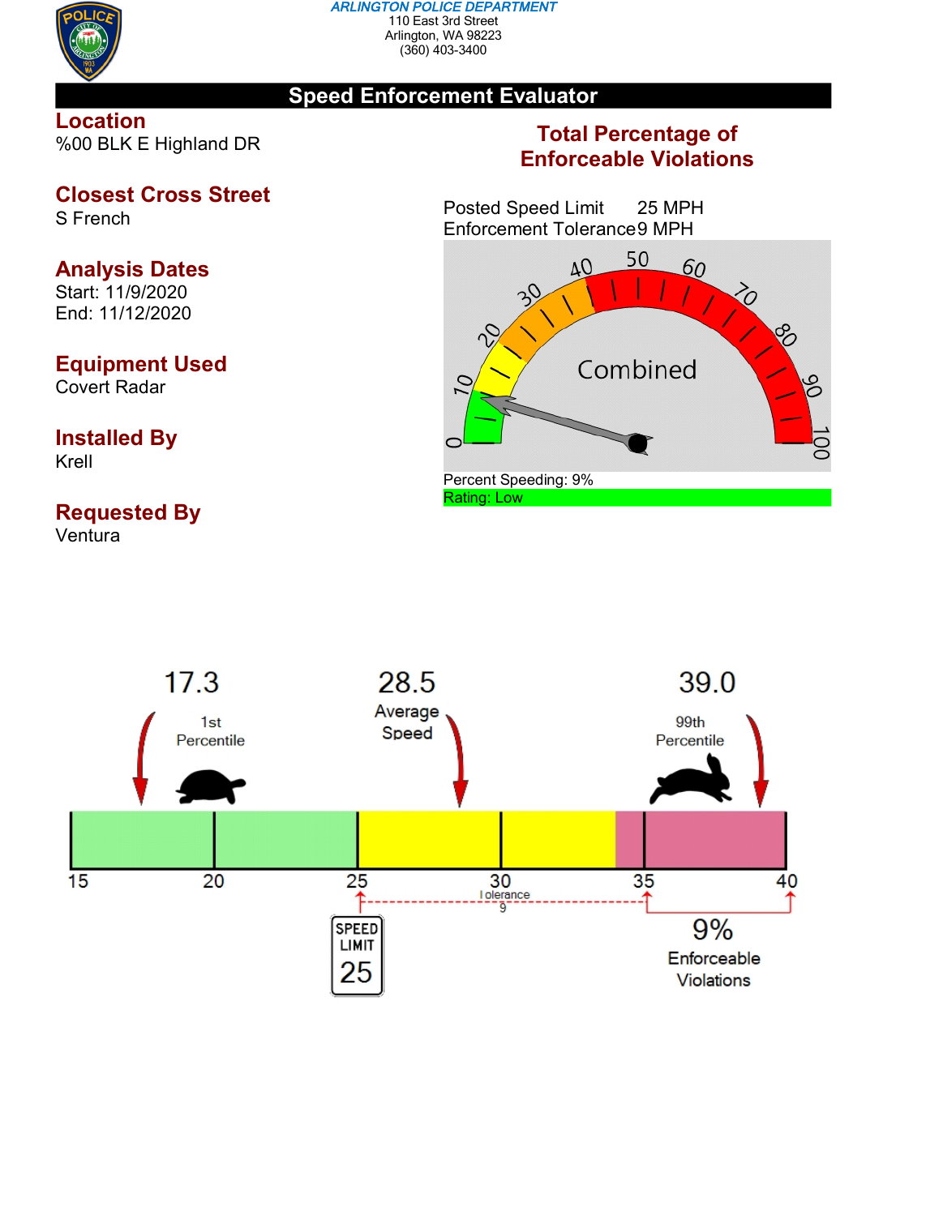**ARLINGTON POLICE DEPARTMENT**
110 East 3rd Street
Arlington, WA 98223
(360) 403-3400

# Speed Enforcement Evaluator

## Location
%00 BLK E Highland DR

## Closest Cross Street
S French

## Analysis Dates
Start: 11/9/2020
End: 11/12/2020

## Equipment Used
Covert Radar

## Installed By
Krell

## Requested By
Ventura

## Total Percentage of Enforceable Violations

Posted Speed Limit 25 MPH
Enforcement Tolerance 9 MPH

0
10
20
30
40
50
60
70
80
90
100
Combined

Percent Speeding: 9%
Rating: Low

17.3
1st Percentile

28.5
Average Speed

39.0
99th Percentile

15
20
25
30
35
40

Tolerance
9

SPEED LIMIT
25

9%
Enforceable Violations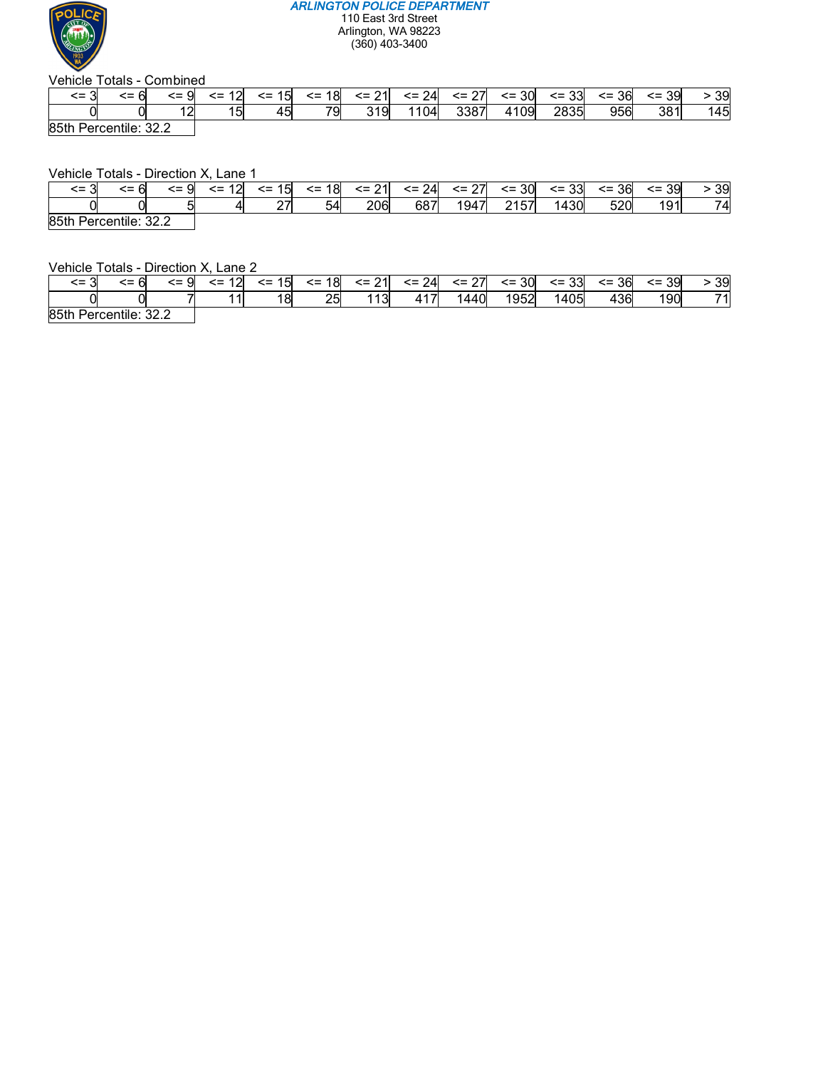**ARLINGTON POLICE DEPARTMENT**
110 East 3rd Street
Arlington, WA 98223
(360) 403-3400

Vehicle Totals - Combined

| <= 3 | <= 6 | <= 9 | <= 12 | <= 15 | <= 18 | <= 21 | <= 24 | <= 27 | <= 30 | <= 33 | <= 36 | <= 39 | > 39 |
|---|---|---|---|---|---|---|---|---|---|---|---|---|---|
| 0 | 0 | 12 | 15 | 45 | 79 | 319 | 1104 | 3387 | 4109 | 2835 | 956 | 381 | 145 |

85th Percentile: 32.2

Vehicle Totals - Direction X, Lane 1

| <= 3 | <= 6 | <= 9 | <= 12 | <= 15 | <= 18 | <= 21 | <= 24 | <= 27 | <= 30 | <= 33 | <= 36 | <= 39 | > 39 |
|---|---|---|---|---|---|---|---|---|---|---|---|---|---|
| 0 | 0 | 5 | 4 | 27 | 54 | 206 | 687 | 1947 | 2157 | 1430 | 520 | 191 | 74 |

85th Percentile: 32.2

Vehicle Totals - Direction X, Lane 2

| <= 3 | <= 6 | <= 9 | <= 12 | <= 15 | <= 18 | <= 21 | <= 24 | <= 27 | <= 30 | <= 33 | <= 36 | <= 39 | > 39 |
|---|---|---|---|---|---|---|---|---|---|---|---|---|---|
| 0 | 0 | 7 | 11 | 18 | 25 | 113 | 417 | 1440 | 1952 | 1405 | 436 | 190 | 71 |

85th Percentile: 32.2